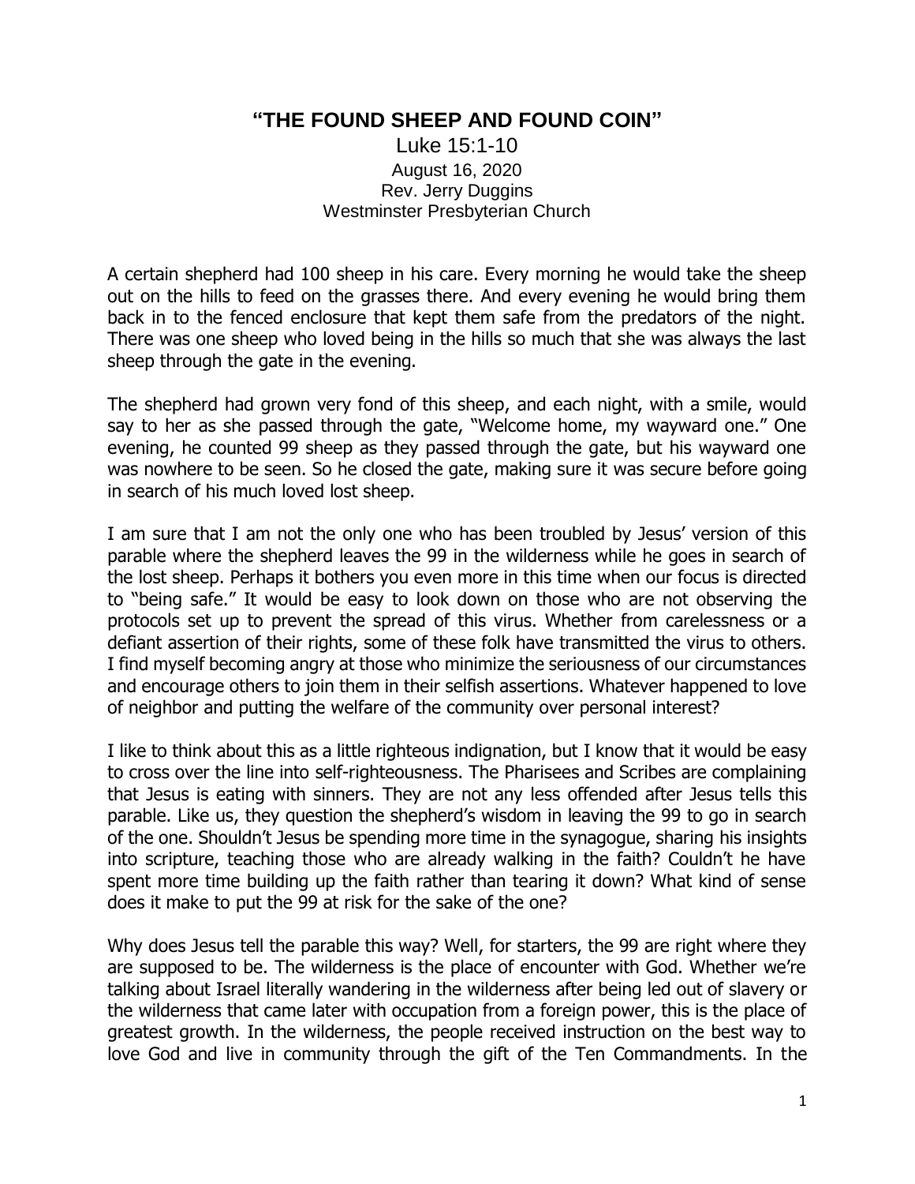# "THE FOUND SHEEP AND FOUND COIN"

Luke 15:1-10
August 16, 2020
Rev. Jerry Duggins
Westminster Presbyterian Church

A certain shepherd had 100 sheep in his care. Every morning he would take the sheep out on the hills to feed on the grasses there. And every evening he would bring them back in to the fenced enclosure that kept them safe from the predators of the night. There was one sheep who loved being in the hills so much that she was always the last sheep through the gate in the evening.

The shepherd had grown very fond of this sheep, and each night, with a smile, would say to her as she passed through the gate, "Welcome home, my wayward one." One evening, he counted 99 sheep as they passed through the gate, but his wayward one was nowhere to be seen. So he closed the gate, making sure it was secure before going in search of his much loved lost sheep.

I am sure that I am not the only one who has been troubled by Jesus' version of this parable where the shepherd leaves the 99 in the wilderness while he goes in search of the lost sheep. Perhaps it bothers you even more in this time when our focus is directed to "being safe." It would be easy to look down on those who are not observing the protocols set up to prevent the spread of this virus. Whether from carelessness or a defiant assertion of their rights, some of these folk have transmitted the virus to others. I find myself becoming angry at those who minimize the seriousness of our circumstances and encourage others to join them in their selfish assertions. Whatever happened to love of neighbor and putting the welfare of the community over personal interest?

I like to think about this as a little righteous indignation, but I know that it would be easy to cross over the line into self-righteousness. The Pharisees and Scribes are complaining that Jesus is eating with sinners. They are not any less offended after Jesus tells this parable. Like us, they question the shepherd's wisdom in leaving the 99 to go in search of the one. Shouldn't Jesus be spending more time in the synagogue, sharing his insights into scripture, teaching those who are already walking in the faith? Couldn't he have spent more time building up the faith rather than tearing it down? What kind of sense does it make to put the 99 at risk for the sake of the one?

Why does Jesus tell the parable this way? Well, for starters, the 99 are right where they are supposed to be. The wilderness is the place of encounter with God. Whether we're talking about Israel literally wandering in the wilderness after being led out of slavery or the wilderness that came later with occupation from a foreign power, this is the place of greatest growth. In the wilderness, the people received instruction on the best way to love God and live in community through the gift of the Ten Commandments. In the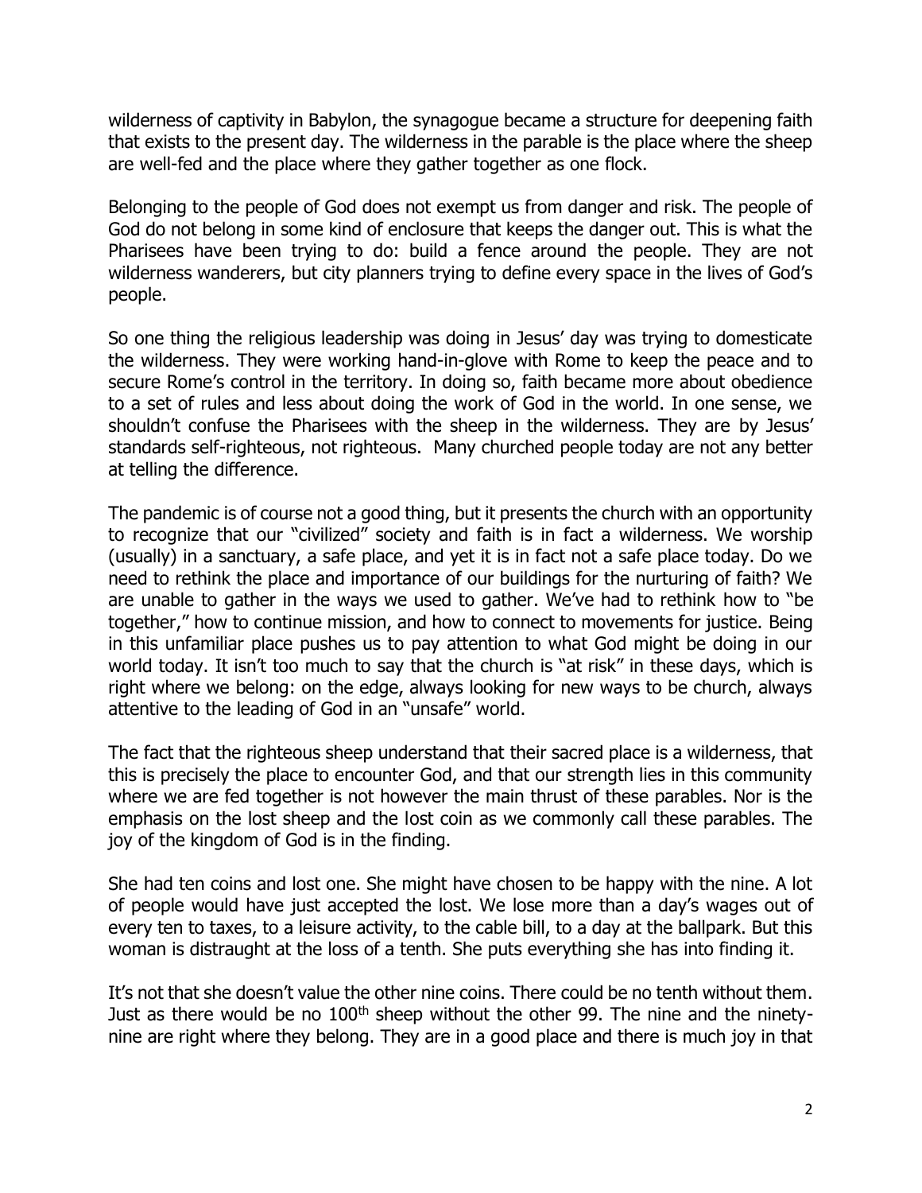wilderness of captivity in Babylon, the synagogue became a structure for deepening faith that exists to the present day. The wilderness in the parable is the place where the sheep are well-fed and the place where they gather together as one flock.

Belonging to the people of God does not exempt us from danger and risk. The people of God do not belong in some kind of enclosure that keeps the danger out. This is what the Pharisees have been trying to do: build a fence around the people. They are not wilderness wanderers, but city planners trying to define every space in the lives of God's people.

So one thing the religious leadership was doing in Jesus' day was trying to domesticate the wilderness. They were working hand-in-glove with Rome to keep the peace and to secure Rome's control in the territory. In doing so, faith became more about obedience to a set of rules and less about doing the work of God in the world. In one sense, we shouldn't confuse the Pharisees with the sheep in the wilderness. They are by Jesus' standards self-righteous, not righteous. Many churched people today are not any better at telling the difference.

The pandemic is of course not a good thing, but it presents the church with an opportunity to recognize that our "civilized" society and faith is in fact a wilderness. We worship (usually) in a sanctuary, a safe place, and yet it is in fact not a safe place today. Do we need to rethink the place and importance of our buildings for the nurturing of faith? We are unable to gather in the ways we used to gather. We've had to rethink how to "be together," how to continue mission, and how to connect to movements for justice. Being in this unfamiliar place pushes us to pay attention to what God might be doing in our world today. It isn't too much to say that the church is "at risk" in these days, which is right where we belong: on the edge, always looking for new ways to be church, always attentive to the leading of God in an "unsafe" world.

The fact that the righteous sheep understand that their sacred place is a wilderness, that this is precisely the place to encounter God, and that our strength lies in this community where we are fed together is not however the main thrust of these parables. Nor is the emphasis on the lost sheep and the lost coin as we commonly call these parables. The joy of the kingdom of God is in the finding.

She had ten coins and lost one. She might have chosen to be happy with the nine. A lot of people would have just accepted the lost. We lose more than a day's wages out of every ten to taxes, to a leisure activity, to the cable bill, to a day at the ballpark. But this woman is distraught at the loss of a tenth. She puts everything she has into finding it.

It's not that she doesn't value the other nine coins. There could be no tenth without them. Just as there would be no 100th sheep without the other 99. The nine and the ninety-nine are right where they belong. They are in a good place and there is much joy in that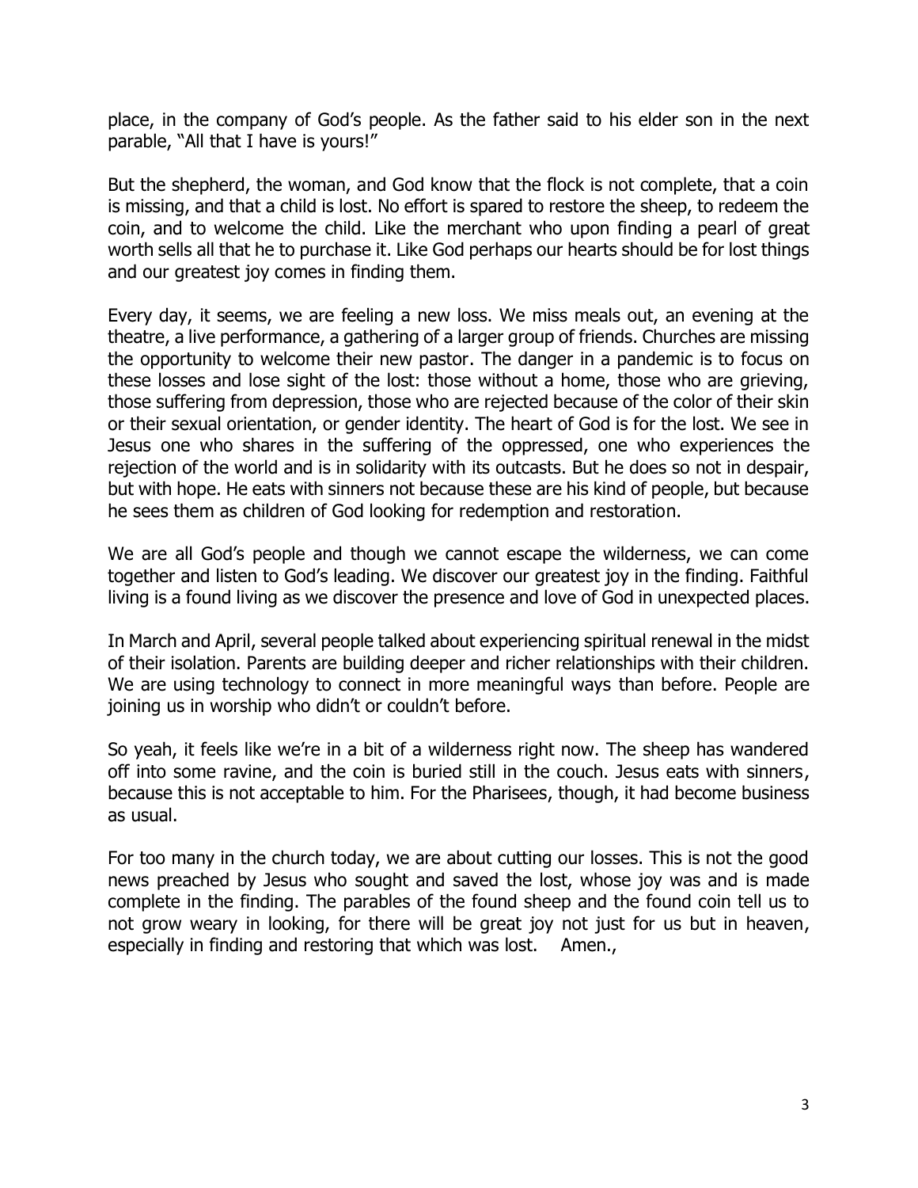place, in the company of God's people. As the father said to his elder son in the next parable, "All that I have is yours!"

But the shepherd, the woman, and God know that the flock is not complete, that a coin is missing, and that a child is lost. No effort is spared to restore the sheep, to redeem the coin, and to welcome the child. Like the merchant who upon finding a pearl of great worth sells all that he to purchase it. Like God perhaps our hearts should be for lost things and our greatest joy comes in finding them.

Every day, it seems, we are feeling a new loss. We miss meals out, an evening at the theatre, a live performance, a gathering of a larger group of friends. Churches are missing the opportunity to welcome their new pastor. The danger in a pandemic is to focus on these losses and lose sight of the lost: those without a home, those who are grieving, those suffering from depression, those who are rejected because of the color of their skin or their sexual orientation, or gender identity. The heart of God is for the lost. We see in Jesus one who shares in the suffering of the oppressed, one who experiences the rejection of the world and is in solidarity with its outcasts. But he does so not in despair, but with hope. He eats with sinners not because these are his kind of people, but because he sees them as children of God looking for redemption and restoration.

We are all God's people and though we cannot escape the wilderness, we can come together and listen to God's leading. We discover our greatest joy in the finding. Faithful living is a found living as we discover the presence and love of God in unexpected places.

In March and April, several people talked about experiencing spiritual renewal in the midst of their isolation. Parents are building deeper and richer relationships with their children. We are using technology to connect in more meaningful ways than before. People are joining us in worship who didn't or couldn't before.

So yeah, it feels like we're in a bit of a wilderness right now. The sheep has wandered off into some ravine, and the coin is buried still in the couch. Jesus eats with sinners, because this is not acceptable to him. For the Pharisees, though, it had become business as usual.

For too many in the church today, we are about cutting our losses. This is not the good news preached by Jesus who sought and saved the lost, whose joy was and is made complete in the finding. The parables of the found sheep and the found coin tell us to not grow weary in looking, for there will be great joy not just for us but in heaven, especially in finding and restoring that which was lost. Amen.,